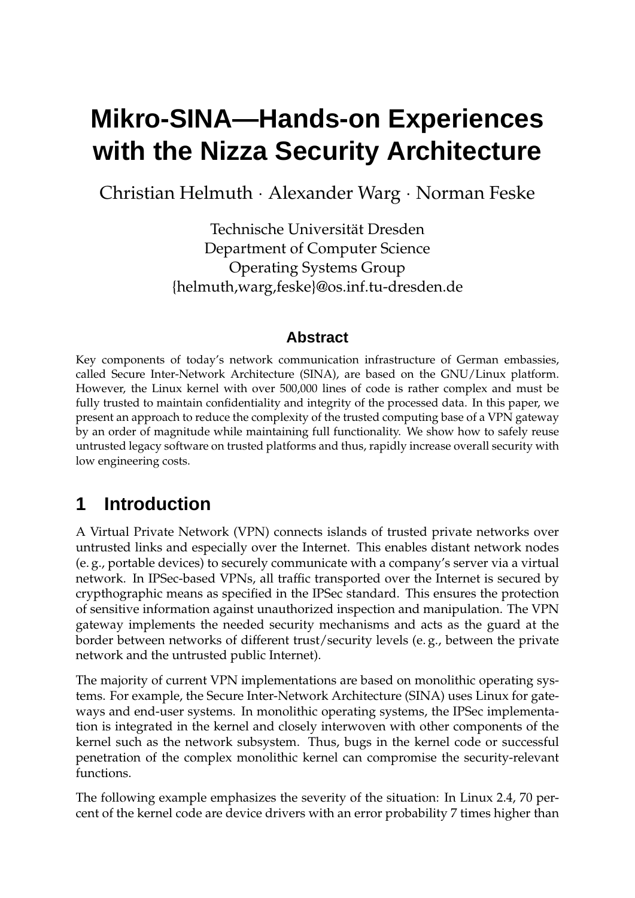# Mikro-SINA—Hands-on Experiences with the Nizza Security Architecture

Christian Helmuth · Alexander Warg · Norman Feske

Technische Universität Dresden
Department of Computer Science
Operating Systems Group
{helmuth,warg,feske}@os.inf.tu-dresden.de

### Abstract

Key components of today's network communication infrastructure of German embassies, called Secure Inter-Network Architecture (SINA), are based on the GNU/Linux platform. However, the Linux kernel with over 500,000 lines of code is rather complex and must be fully trusted to maintain confidentiality and integrity of the processed data. In this paper, we present an approach to reduce the complexity of the trusted computing base of a VPN gateway by an order of magnitude while maintaining full functionality. We show how to safely reuse untrusted legacy software on trusted platforms and thus, rapidly increase overall security with low engineering costs.

## 1 Introduction

A Virtual Private Network (VPN) connects islands of trusted private networks over untrusted links and especially over the Internet. This enables distant network nodes (e. g., portable devices) to securely communicate with a company's server via a virtual network. In IPSec-based VPNs, all traffic transported over the Internet is secured by crypthographic means as specified in the IPSec standard. This ensures the protection of sensitive information against unauthorized inspection and manipulation. The VPN gateway implements the needed security mechanisms and acts as the guard at the border between networks of different trust/security levels (e. g., between the private network and the untrusted public Internet).

The majority of current VPN implementations are based on monolithic operating systems. For example, the Secure Inter-Network Architecture (SINA) uses Linux for gateways and end-user systems. In monolithic operating systems, the IPSec implementation is integrated in the kernel and closely interwoven with other components of the kernel such as the network subsystem. Thus, bugs in the kernel code or successful penetration of the complex monolithic kernel can compromise the security-relevant functions.

The following example emphasizes the severity of the situation: In Linux 2.4, 70 percent of the kernel code are device drivers with an error probability 7 times higher than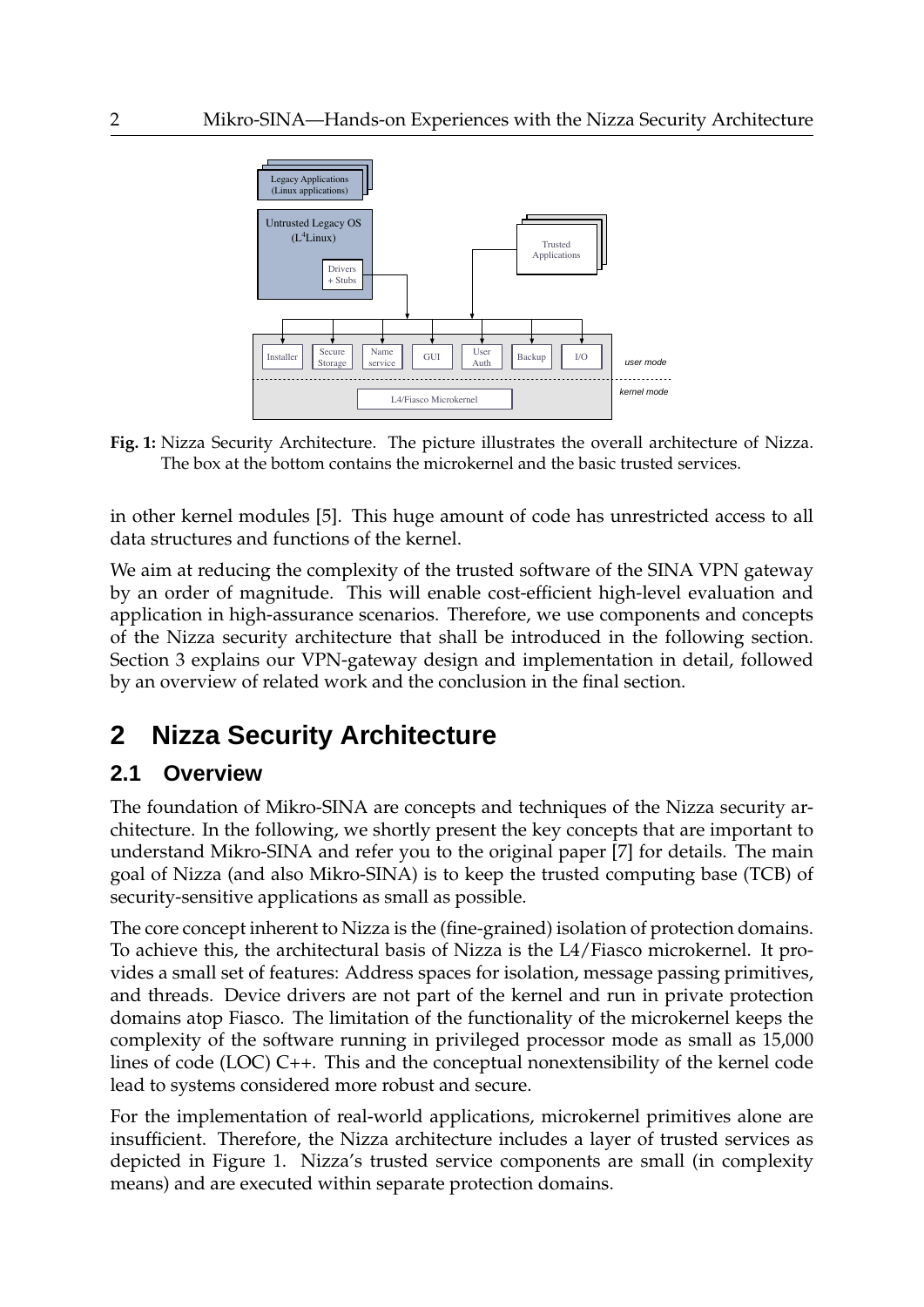**Fig. 1:** Nizza Security Architecture. The picture illustrates the overall architecture of Nizza. The box at the bottom contains the microkernel and the basic trusted services.

in other kernel modules [5]. This huge amount of code has unrestricted access to all data structures and functions of the kernel.

We aim at reducing the complexity of the trusted software of the SINA VPN gateway by an order of magnitude. This will enable cost-efficient high-level evaluation and application in high-assurance scenarios. Therefore, we use components and concepts of the Nizza security architecture that shall be introduced in the following section. Section 3 explains our VPN-gateway design and implementation in detail, followed by an overview of related work and the conclusion in the final section.

# 2 Nizza Security Architecture

## 2.1 Overview

The foundation of Mikro-SINA are concepts and techniques of the Nizza security architecture. In the following, we shortly present the key concepts that are important to understand Mikro-SINA and refer you to the original paper [7] for details. The main goal of Nizza (and also Mikro-SINA) is to keep the trusted computing base (TCB) of security-sensitive applications as small as possible.

The core concept inherent to Nizza is the (fine-grained) isolation of protection domains. To achieve this, the architectural basis of Nizza is the L4/Fiasco microkernel. It provides a small set of features: Address spaces for isolation, message passing primitives, and threads. Device drivers are not part of the kernel and run in private protection domains atop Fiasco. The limitation of the functionality of the microkernel keeps the complexity of the software running in privileged processor mode as small as 15,000 lines of code (LOC) C++. This and the conceptual nonextensibility of the kernel code lead to systems considered more robust and secure.

For the implementation of real-world applications, microkernel primitives alone are insufficient. Therefore, the Nizza architecture includes a layer of trusted services as depicted in Figure 1. Nizza's trusted service components are small (in complexity means) and are executed within separate protection domains.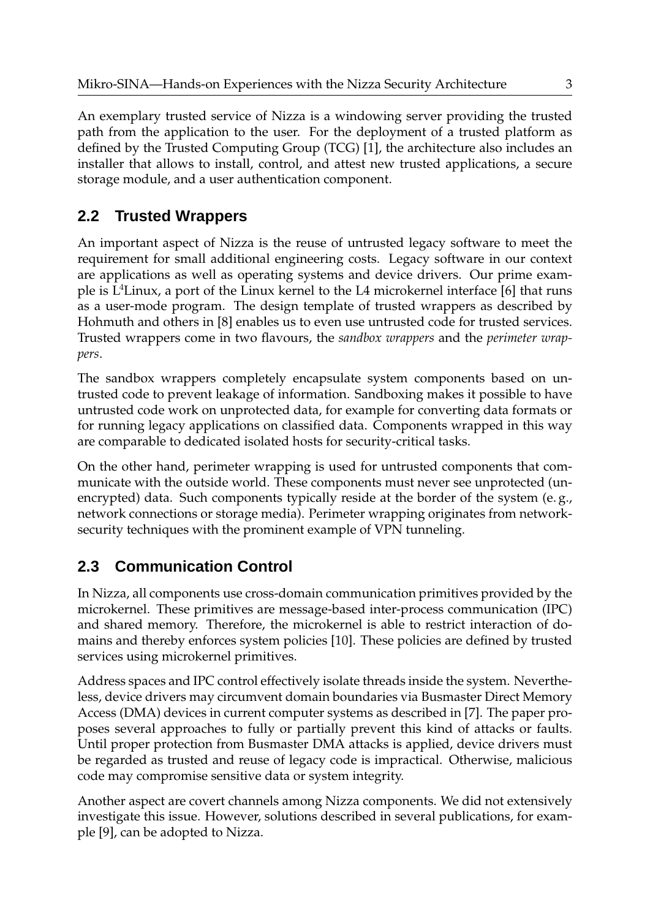An exemplary trusted service of Nizza is a windowing server providing the trusted path from the application to the user. For the deployment of a trusted platform as defined by the Trusted Computing Group (TCG) [1], the architecture also includes an installer that allows to install, control, and attest new trusted applications, a secure storage module, and a user authentication component.

## 2.2 Trusted Wrappers

An important aspect of Nizza is the reuse of untrusted legacy software to meet the requirement for small additional engineering costs. Legacy software in our context are applications as well as operating systems and device drivers. Our prime example is $L^4$Linux, a port of the Linux kernel to the L4 microkernel interface [6] that runs as a user-mode program. The design template of trusted wrappers as described by Hohmuth and others in [8] enables us to even use untrusted code for trusted services. Trusted wrappers come in two flavours, the *sandbox wrappers* and the *perimeter wrappers*.

The sandbox wrappers completely encapsulate system components based on untrusted code to prevent leakage of information. Sandboxing makes it possible to have untrusted code work on unprotected data, for example for converting data formats or for running legacy applications on classified data. Components wrapped in this way are comparable to dedicated isolated hosts for security-critical tasks.

On the other hand, perimeter wrapping is used for untrusted components that communicate with the outside world. These components must never see unprotected (unencrypted) data. Such components typically reside at the border of the system (e. g., network connections or storage media). Perimeter wrapping originates from network-security techniques with the prominent example of VPN tunneling.

## 2.3 Communication Control

In Nizza, all components use cross-domain communication primitives provided by the microkernel. These primitives are message-based inter-process communication (IPC) and shared memory. Therefore, the microkernel is able to restrict interaction of domains and thereby enforces system policies [10]. These policies are defined by trusted services using microkernel primitives.

Address spaces and IPC control effectively isolate threads inside the system. Nevertheless, device drivers may circumvent domain boundaries via Busmaster Direct Memory Access (DMA) devices in current computer systems as described in [7]. The paper proposes several approaches to fully or partially prevent this kind of attacks or faults. Until proper protection from Busmaster DMA attacks is applied, device drivers must be regarded as trusted and reuse of legacy code is impractical. Otherwise, malicious code may compromise sensitive data or system integrity.

Another aspect are covert channels among Nizza components. We did not extensively investigate this issue. However, solutions described in several publications, for example [9], can be adopted to Nizza.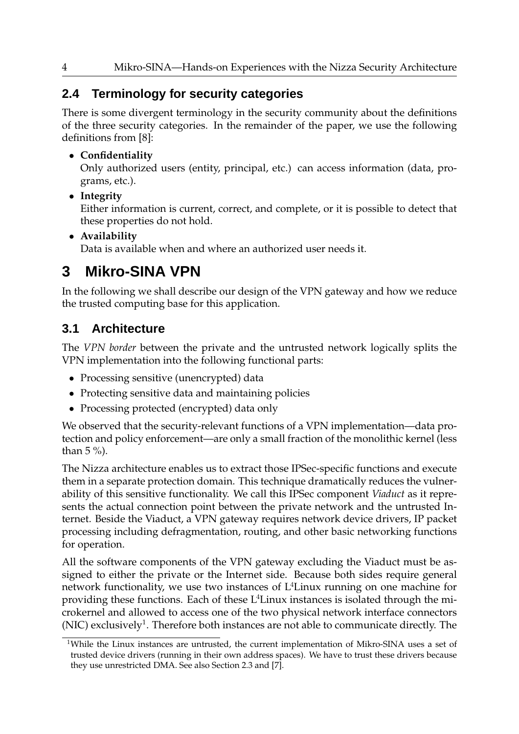## 2.4 Terminology for security categories

There is some divergent terminology in the security community about the definitions of the three security categories. In the remainder of the paper, we use the following definitions from [8]:

- **Confidentiality**
  Only authorized users (entity, principal, etc.) can access information (data, programs, etc.).
- **Integrity**
  Either information is current, correct, and complete, or it is possible to detect that these properties do not hold.
- **Availability**
  Data is available when and where an authorized user needs it.

# 3 Mikro-SINA VPN

In the following we shall describe our design of the VPN gateway and how we reduce the trusted computing base for this application.

## 3.1 Architecture

The *VPN border* between the private and the untrusted network logically splits the VPN implementation into the following functional parts:

- Processing sensitive (unencrypted) data
- Protecting sensitive data and maintaining policies
- Processing protected (encrypted) data only

We observed that the security-relevant functions of a VPN implementation—data protection and policy enforcement—are only a small fraction of the monolithic kernel (less than 5 %).

The Nizza architecture enables us to extract those IPSec-specific functions and execute them in a separate protection domain. This technique dramatically reduces the vulnerability of this sensitive functionality. We call this IPSec component *Viaduct* as it represents the actual connection point between the private network and the untrusted Internet. Beside the Viaduct, a VPN gateway requires network device drivers, IP packet processing including defragmentation, routing, and other basic networking functions for operation.

All the software components of the VPN gateway excluding the Viaduct must be assigned to either the private or the Internet side. Because both sides require general network functionality, we use two instances of L$^4$Linux running on one machine for providing these functions. Each of these L$^4$Linux instances is isolated through the microkernel and allowed to access one of the two physical network interface connectors (NIC) exclusively[1]. Therefore both instances are not able to communicate directly. The

[1] While the Linux instances are untrusted, the current implementation of Mikro-SINA uses a set of trusted device drivers (running in their own address spaces). We have to trust these drivers because they use unrestricted DMA. See also Section 2.3 and [7].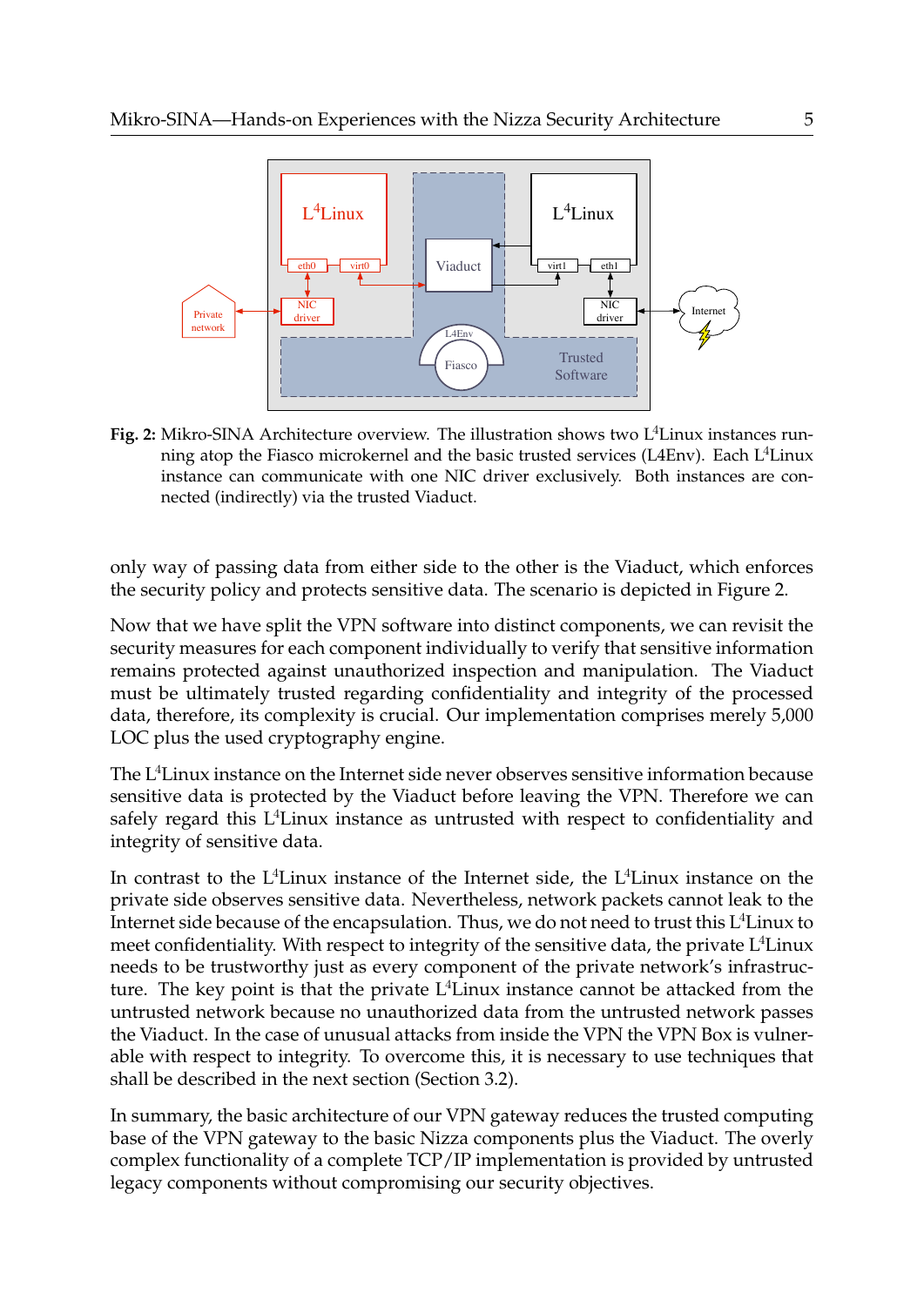**Fig. 2:** Mikro-SINA Architecture overview. The illustration shows two L[4]Linux instances running atop the Fiasco microkernel and the basic trusted services (L4Env). Each L[4]Linux instance can communicate with one NIC driver exclusively. Both instances are connected (indirectly) via the trusted Viaduct.

only way of passing data from either side to the other is the Viaduct, which enforces the security policy and protects sensitive data. The scenario is depicted in Figure 2.

Now that we have split the VPN software into distinct components, we can revisit the security measures for each component individually to verify that sensitive information remains protected against unauthorized inspection and manipulation. The Viaduct must be ultimately trusted regarding confidentiality and integrity of the processed data, therefore, its complexity is crucial. Our implementation comprises merely 5,000 LOC plus the used cryptography engine.

The L[4]Linux instance on the Internet side never observes sensitive information because sensitive data is protected by the Viaduct before leaving the VPN. Therefore we can safely regard this L[4]Linux instance as untrusted with respect to confidentiality and integrity of sensitive data.

In contrast to the L[4]Linux instance of the Internet side, the L[4]Linux instance on the private side observes sensitive data. Nevertheless, network packets cannot leak to the Internet side because of the encapsulation. Thus, we do not need to trust this L[4]Linux to meet confidentiality. With respect to integrity of the sensitive data, the private L[4]Linux needs to be trustworthy just as every component of the private network's infrastructure. The key point is that the private L[4]Linux instance cannot be attacked from the untrusted network because no unauthorized data from the untrusted network passes the Viaduct. In the case of unusual attacks from inside the VPN the VPN Box is vulnerable with respect to integrity. To overcome this, it is necessary to use techniques that shall be described in the next section (Section 3.2).

In summary, the basic architecture of our VPN gateway reduces the trusted computing base of the VPN gateway to the basic Nizza components plus the Viaduct. The overly complex functionality of a complete TCP/IP implementation is provided by untrusted legacy components without compromising our security objectives.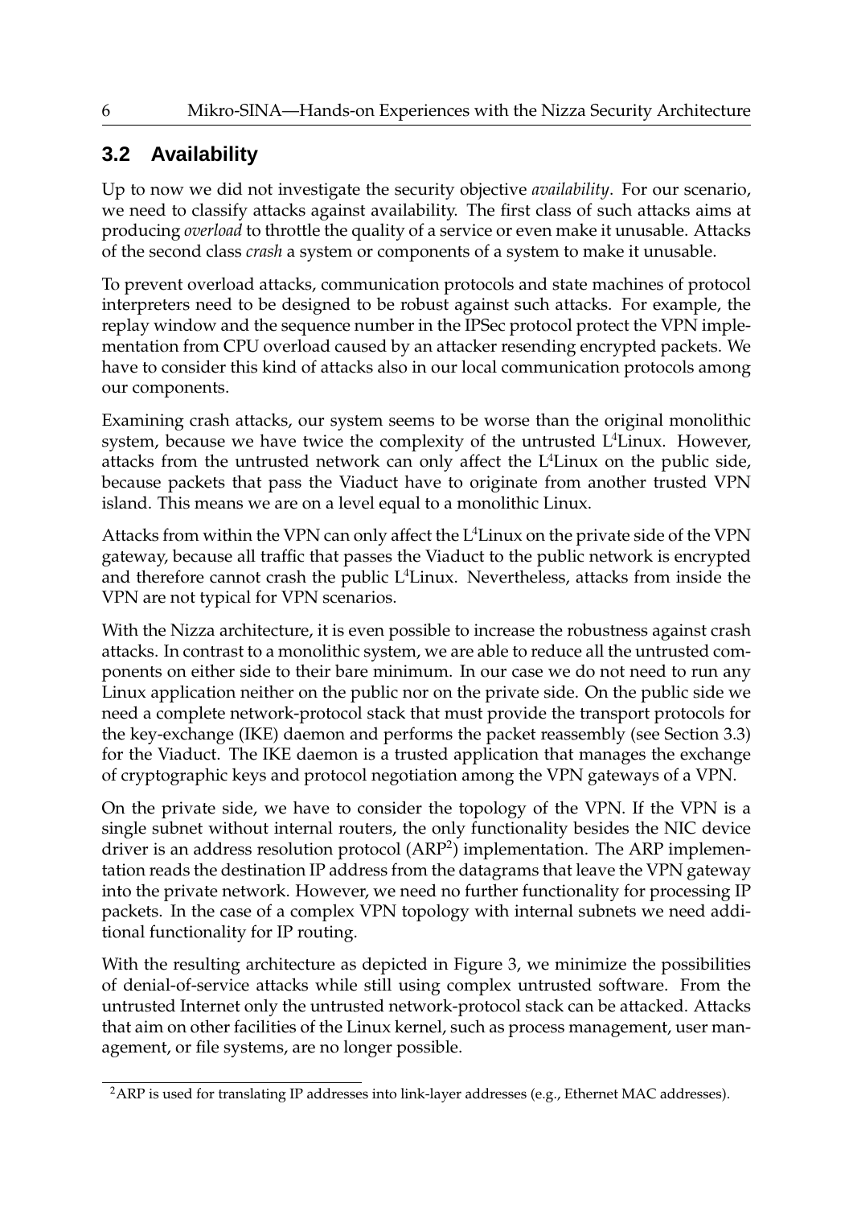## 3.2 Availability

Up to now we did not investigate the security objective *availability*. For our scenario, we need to classify attacks against availability. The first class of such attacks aims at producing *overload* to throttle the quality of a service or even make it unusable. Attacks of the second class *crash* a system or components of a system to make it unusable.

To prevent overload attacks, communication protocols and state machines of protocol interpreters need to be designed to be robust against such attacks. For example, the replay window and the sequence number in the IPSec protocol protect the VPN implementation from CPU overload caused by an attacker resending encrypted packets. We have to consider this kind of attacks also in our local communication protocols among our components.

Examining crash attacks, our system seems to be worse than the original monolithic system, because we have twice the complexity of the untrusted $L^4$Linux. However, attacks from the untrusted network can only affect the $L^4$Linux on the public side, because packets that pass the Viaduct have to originate from another trusted VPN island. This means we are on a level equal to a monolithic Linux.

Attacks from within the VPN can only affect the $L^4$Linux on the private side of the VPN gateway, because all traffic that passes the Viaduct to the public network is encrypted and therefore cannot crash the public $L^4$Linux. Nevertheless, attacks from inside the VPN are not typical for VPN scenarios.

With the Nizza architecture, it is even possible to increase the robustness against crash attacks. In contrast to a monolithic system, we are able to reduce all the untrusted components on either side to their bare minimum. In our case we do not need to run any Linux application neither on the public nor on the private side. On the public side we need a complete network-protocol stack that must provide the transport protocols for the key-exchange (IKE) daemon and performs the packet reassembly (see Section 3.3) for the Viaduct. The IKE daemon is a trusted application that manages the exchange of cryptographic keys and protocol negotiation among the VPN gateways of a VPN.

On the private side, we have to consider the topology of the VPN. If the VPN is a single subnet without internal routers, the only functionality besides the NIC device driver is an address resolution protocol (ARP[2]) implementation. The ARP implementation reads the destination IP address from the datagrams that leave the VPN gateway into the private network. However, we need no further functionality for processing IP packets. In the case of a complex VPN topology with internal subnets we need additional functionality for IP routing.

With the resulting architecture as depicted in Figure 3, we minimize the possibilities of denial-of-service attacks while still using complex untrusted software. From the untrusted Internet only the untrusted network-protocol stack can be attacked. Attacks that aim on other facilities of the Linux kernel, such as process management, user management, or file systems, are no longer possible.

[2] ARP is used for translating IP addresses into link-layer addresses (e.g., Ethernet MAC addresses).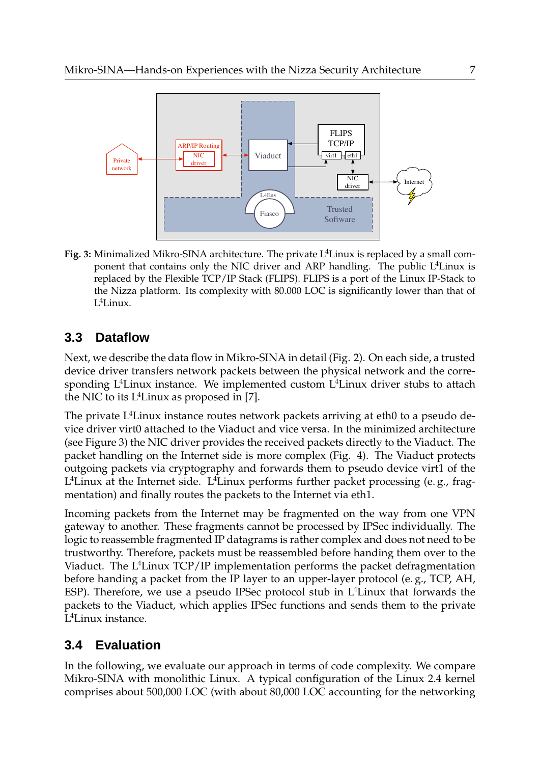**Fig. 3:** Minimalized Mikro-SINA architecture. The private L$^4$Linux is replaced by a small component that contains only the NIC driver and ARP handling. The public L$^4$Linux is replaced by the Flexible TCP/IP Stack (FLIPS). FLIPS is a port of the Linux IP-Stack to the Nizza platform. Its complexity with 80.000 LOC is significantly lower than that of L$^4$Linux.

## 3.3 Dataflow

Next, we describe the data flow in Mikro-SINA in detail (Fig. 2). On each side, a trusted device driver transfers network packets between the physical network and the corresponding L$^4$Linux instance. We implemented custom L$^4$Linux driver stubs to attach the NIC to its L$^4$Linux as proposed in [7].

The private L$^4$Linux instance routes network packets arriving at eth0 to a pseudo device driver virt0 attached to the Viaduct and vice versa. In the minimized architecture (see Figure 3) the NIC driver provides the received packets directly to the Viaduct. The packet handling on the Internet side is more complex (Fig. 4). The Viaduct protects outgoing packets via cryptography and forwards them to pseudo device virt1 of the L$^4$Linux at the Internet side. L$^4$Linux performs further packet processing (e. g., fragmentation) and finally routes the packets to the Internet via eth1.

Incoming packets from the Internet may be fragmented on the way from one VPN gateway to another. These fragments cannot be processed by IPSec individually. The logic to reassemble fragmented IP datagrams is rather complex and does not need to be trustworthy. Therefore, packets must be reassembled before handing them over to the Viaduct. The L$^4$Linux TCP/IP implementation performs the packet defragmentation before handing a packet from the IP layer to an upper-layer protocol (e. g., TCP, AH, ESP). Therefore, we use a pseudo IPSec protocol stub in L$^4$Linux that forwards the packets to the Viaduct, which applies IPSec functions and sends them to the private L$^4$Linux instance.

## 3.4 Evaluation

In the following, we evaluate our approach in terms of code complexity. We compare Mikro-SINA with monolithic Linux. A typical configuration of the Linux 2.4 kernel comprises about 500,000 LOC (with about 80,000 LOC accounting for the networking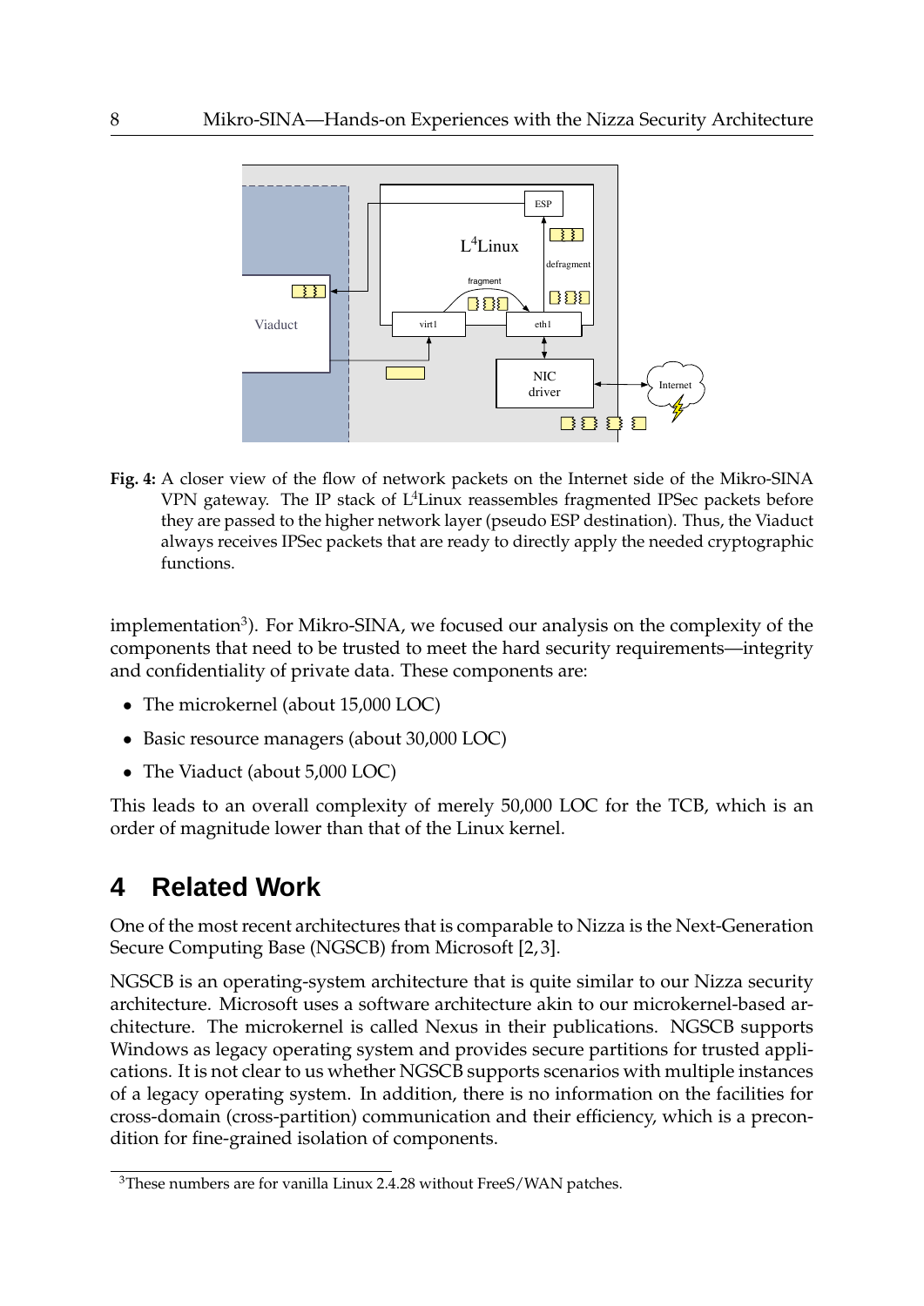**Fig. 4:** A closer view of the flow of network packets on the Internet side of the Mikro-SINA VPN gateway. The IP stack of L[4]Linux reassembles fragmented IPSec packets before they are passed to the higher network layer (pseudo ESP destination). Thus, the Viaduct always receives IPSec packets that are ready to directly apply the needed cryptographic functions.

implementation[3]). For Mikro-SINA, we focused our analysis on the complexity of the components that need to be trusted to meet the hard security requirements—integrity and confidentiality of private data. These components are:

- The microkernel (about 15,000 LOC)
- Basic resource managers (about 30,000 LOC)
- The Viaduct (about 5,000 LOC)

This leads to an overall complexity of merely 50,000 LOC for the TCB, which is an order of magnitude lower than that of the Linux kernel.

# 4 Related Work

One of the most recent architectures that is comparable to Nizza is the Next-Generation Secure Computing Base (NGSCB) from Microsoft [2, 3].

NGSCB is an operating-system architecture that is quite similar to our Nizza security architecture. Microsoft uses a software architecture akin to our microkernel-based architecture. The microkernel is called Nexus in their publications. NGSCB supports Windows as legacy operating system and provides secure partitions for trusted applications. It is not clear to us whether NGSCB supports scenarios with multiple instances of a legacy operating system. In addition, there is no information on the facilities for cross-domain (cross-partition) communication and their efficiency, which is a precondition for fine-grained isolation of components.

[3]These numbers are for vanilla Linux 2.4.28 without FreeS/WAN patches.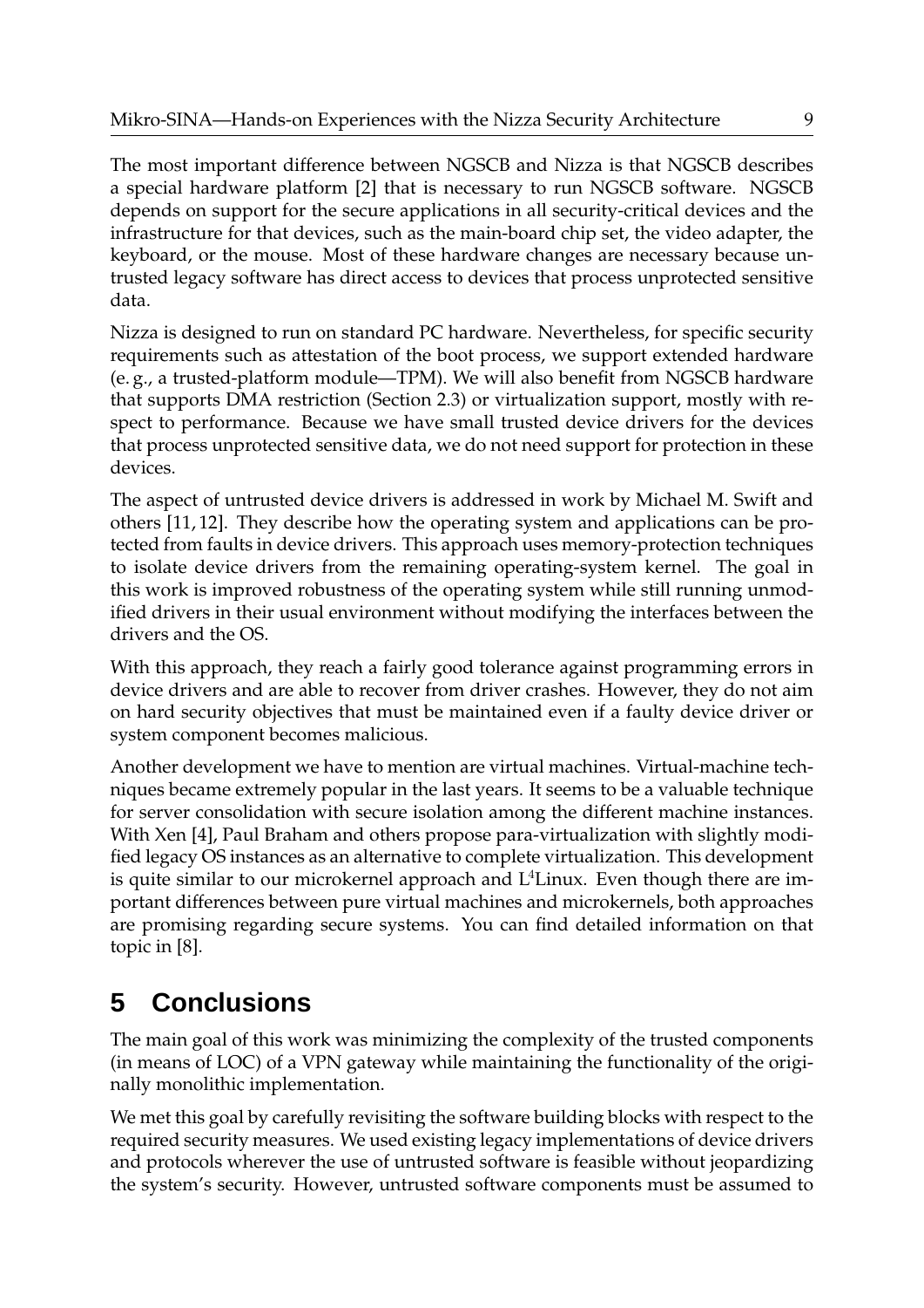The most important difference between NGSCB and Nizza is that NGSCB describes a special hardware platform [2] that is necessary to run NGSCB software. NGSCB depends on support for the secure applications in all security-critical devices and the infrastructure for that devices, such as the main-board chip set, the video adapter, the keyboard, or the mouse. Most of these hardware changes are necessary because untrusted legacy software has direct access to devices that process unprotected sensitive data.

Nizza is designed to run on standard PC hardware. Nevertheless, for specific security requirements such as attestation of the boot process, we support extended hardware (e. g., a trusted-platform module—TPM). We will also benefit from NGSCB hardware that supports DMA restriction (Section 2.3) or virtualization support, mostly with respect to performance. Because we have small trusted device drivers for the devices that process unprotected sensitive data, we do not need support for protection in these devices.

The aspect of untrusted device drivers is addressed in work by Michael M. Swift and others [11, 12]. They describe how the operating system and applications can be protected from faults in device drivers. This approach uses memory-protection techniques to isolate device drivers from the remaining operating-system kernel. The goal in this work is improved robustness of the operating system while still running unmodified drivers in their usual environment without modifying the interfaces between the drivers and the OS.

With this approach, they reach a fairly good tolerance against programming errors in device drivers and are able to recover from driver crashes. However, they do not aim on hard security objectives that must be maintained even if a faulty device driver or system component becomes malicious.

Another development we have to mention are virtual machines. Virtual-machine techniques became extremely popular in the last years. It seems to be a valuable technique for server consolidation with secure isolation among the different machine instances. With Xen [4], Paul Braham and others propose para-virtualization with slightly modified legacy OS instances as an alternative to complete virtualization. This development is quite similar to our microkernel approach and L$^4$Linux. Even though there are important differences between pure virtual machines and microkernels, both approaches are promising regarding secure systems. You can find detailed information on that topic in [8].

# 5 Conclusions

The main goal of this work was minimizing the complexity of the trusted components (in means of LOC) of a VPN gateway while maintaining the functionality of the originally monolithic implementation.

We met this goal by carefully revisiting the software building blocks with respect to the required security measures. We used existing legacy implementations of device drivers and protocols wherever the use of untrusted software is feasible without jeopardizing the system's security. However, untrusted software components must be assumed to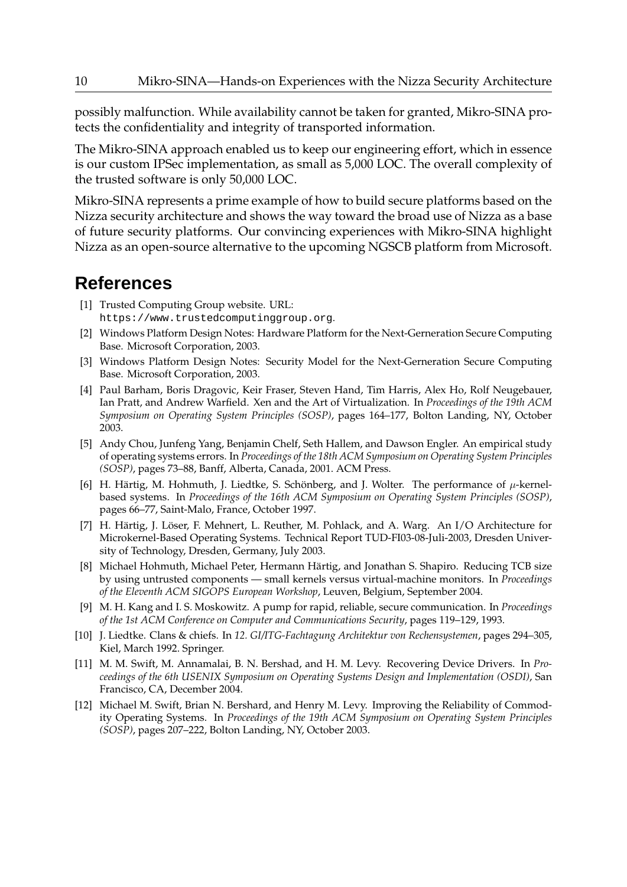possibly malfunction. While availability cannot be taken for granted, Mikro-SINA protects the confidentiality and integrity of transported information.

The Mikro-SINA approach enabled us to keep our engineering effort, which in essence is our custom IPSec implementation, as small as 5,000 LOC. The overall complexity of the trusted software is only 50,000 LOC.

Mikro-SINA represents a prime example of how to build secure platforms based on the Nizza security architecture and shows the way toward the broad use of Nizza as a base of future security platforms. Our convincing experiences with Mikro-SINA highlight Nizza as an open-source alternative to the upcoming NGSCB platform from Microsoft.

# References

[1] Trusted Computing Group website. URL: `https://www.trustedcomputinggroup.org`.

[2] Windows Platform Design Notes: Hardware Platform for the Next-Gerneration Secure Computing Base. Microsoft Corporation, 2003.

[3] Windows Platform Design Notes: Security Model for the Next-Gerneration Secure Computing Base. Microsoft Corporation, 2003.

[4] Paul Barham, Boris Dragovic, Keir Fraser, Steven Hand, Tim Harris, Alex Ho, Rolf Neugebauer, Ian Pratt, and Andrew Warfield. Xen and the Art of Virtualization. In *Proceedings of the 19th ACM Symposium on Operating System Principles (SOSP)*, pages 164–177, Bolton Landing, NY, October 2003.

[5] Andy Chou, Junfeng Yang, Benjamin Chelf, Seth Hallem, and Dawson Engler. An empirical study of operating systems errors. In *Proceedings of the 18th ACM Symposium on Operating System Principles (SOSP)*, pages 73–88, Banff, Alberta, Canada, 2001. ACM Press.

[6] H. Härtig, M. Hohmuth, J. Liedtke, S. Schönberg, and J. Wolter. The performance of $\mu$-kernel-based systems. In *Proceedings of the 16th ACM Symposium on Operating System Principles (SOSP)*, pages 66–77, Saint-Malo, France, October 1997.

[7] H. Härtig, J. Löser, F. Mehnert, L. Reuther, M. Pohlack, and A. Warg. An I/O Architecture for Microkernel-Based Operating Systems. Technical Report TUD-FI03-08-Juli-2003, Dresden University of Technology, Dresden, Germany, July 2003.

[8] Michael Hohmuth, Michael Peter, Hermann Härtig, and Jonathan S. Shapiro. Reducing TCB size by using untrusted components — small kernels versus virtual-machine monitors. In *Proceedings of the Eleventh ACM SIGOPS European Workshop*, Leuven, Belgium, September 2004.

[9] M. H. Kang and I. S. Moskowitz. A pump for rapid, reliable, secure communication. In *Proceedings of the 1st ACM Conference on Computer and Communications Security*, pages 119–129, 1993.

[10] J. Liedtke. Clans & chiefs. In *12. GI/ITG-Fachtagung Architektur von Rechensystemen*, pages 294–305, Kiel, March 1992. Springer.

[11] M. M. Swift, M. Annamalai, B. N. Bershad, and H. M. Levy. Recovering Device Drivers. In *Proceedings of the 6th USENIX Symposium on Operating Systems Design and Implementation (OSDI)*, San Francisco, CA, December 2004.

[12] Michael M. Swift, Brian N. Bershard, and Henry M. Levy. Improving the Reliability of Commodity Operating Systems. In *Proceedings of the 19th ACM Symposium on Operating System Principles (SOSP)*, pages 207–222, Bolton Landing, NY, October 2003.